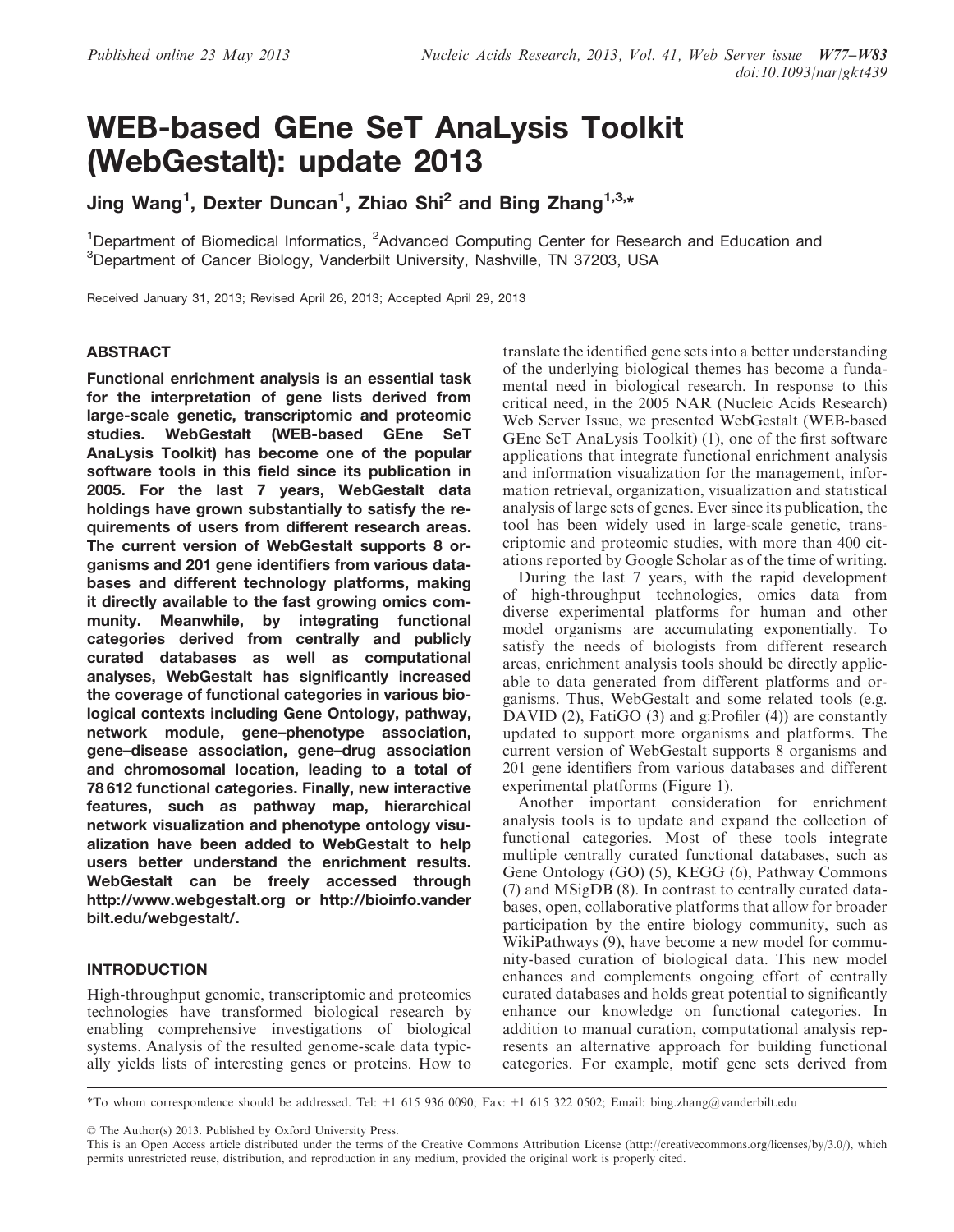# WEB-based GEne SeT AnaLysis Toolkit (WebGestalt): update 2013

**Jing Wang[1], Dexter Duncan[1], Zhiao Shi[2] and Bing Zhang[1,3,*]**

[1]Department of Biomedical Informatics, [2]Advanced Computing Center for Research and Education and [3]Department of Cancer Biology, Vanderbilt University, Nashville, TN 37203, USA

Received January 31, 2013; Revised April 26, 2013; Accepted April 29, 2013

## ABSTRACT

**Functional enrichment analysis is an essential task for the interpretation of gene lists derived from large-scale genetic, transcriptomic and proteomic studies. WebGestalt (WEB-based GEne SeT AnaLysis Toolkit) has become one of the popular software tools in this field since its publication in 2005. For the last 7 years, WebGestalt data holdings have grown substantially to satisfy the requirements of users from different research areas. The current version of WebGestalt supports 8 organisms and 201 gene identifiers from various databases and different technology platforms, making it directly available to the fast growing omics community. Meanwhile, by integrating functional categories derived from centrally and publicly curated databases as well as computational analyses, WebGestalt has significantly increased the coverage of functional categories in various biological contexts including Gene Ontology, pathway, network module, gene–phenotype association, gene–disease association, gene–drug association and chromosomal location, leading to a total of 78 612 functional categories. Finally, new interactive features, such as pathway map, hierarchical network visualization and phenotype ontology visualization have been added to WebGestalt to help users better understand the enrichment results. WebGestalt can be freely accessed through http://www.webgestalt.org or http://bioinfo.vanderbilt.edu/webgestalt/.**

## INTRODUCTION

High-throughput genomic, transcriptomic and proteomics technologies have transformed biological research by enabling comprehensive investigations of biological systems. Analysis of the resulted genome-scale data typically yields lists of interesting genes or proteins. How to translate the identified gene sets into a better understanding of the underlying biological themes has become a fundamental need in biological research. In response to this critical need, in the 2005 NAR (Nucleic Acids Research) Web Server Issue, we presented WebGestalt (WEB-based GEne SeT AnaLysis Toolkit) (1), one of the first software applications that integrate functional enrichment analysis and information visualization for the management, information retrieval, organization, visualization and statistical analysis of large sets of genes. Ever since its publication, the tool has been widely used in large-scale genetic, transcriptomic and proteomic studies, with more than 400 citations reported by Google Scholar as of the time of writing.

During the last 7 years, with the rapid development of high-throughput technologies, omics data from diverse experimental platforms for human and other model organisms are accumulating exponentially. To satisfy the needs of biologists from different research areas, enrichment analysis tools should be directly applicable to data generated from different platforms and organisms. Thus, WebGestalt and some related tools (e.g. DAVID (2), FatiGO (3) and g:Profiler (4)) are constantly updated to support more organisms and platforms. The current version of WebGestalt supports 8 organisms and 201 gene identifiers from various databases and different experimental platforms (Figure 1).

Another important consideration for enrichment analysis tools is to update and expand the collection of functional categories. Most of these tools integrate multiple centrally curated functional databases, such as Gene Ontology (GO) (5), KEGG (6), Pathway Commons (7) and MSigDB (8). In contrast to centrally curated databases, open, collaborative platforms that allow for broader participation by the entire biology community, such as WikiPathways (9), have become a new model for community-based curation of biological data. This new model enhances and complements ongoing effort of centrally curated databases and holds great potential to significantly enhance our knowledge on functional categories. In addition to manual curation, computational analysis represents an alternative approach for building functional categories. For example, motif gene sets derived from

*To whom correspondence should be addressed. Tel: +1 615 936 0090; Fax: +1 615 322 0502; Email: bing.zhang@vanderbilt.edu

© The Author(s) 2013. Published by Oxford University Press.
This is an Open Access article distributed under the terms of the Creative Commons Attribution License (http://creativecommons.org/licenses/by/3.0/), which permits unrestricted reuse, distribution, and reproduction in any medium, provided the original work is properly cited.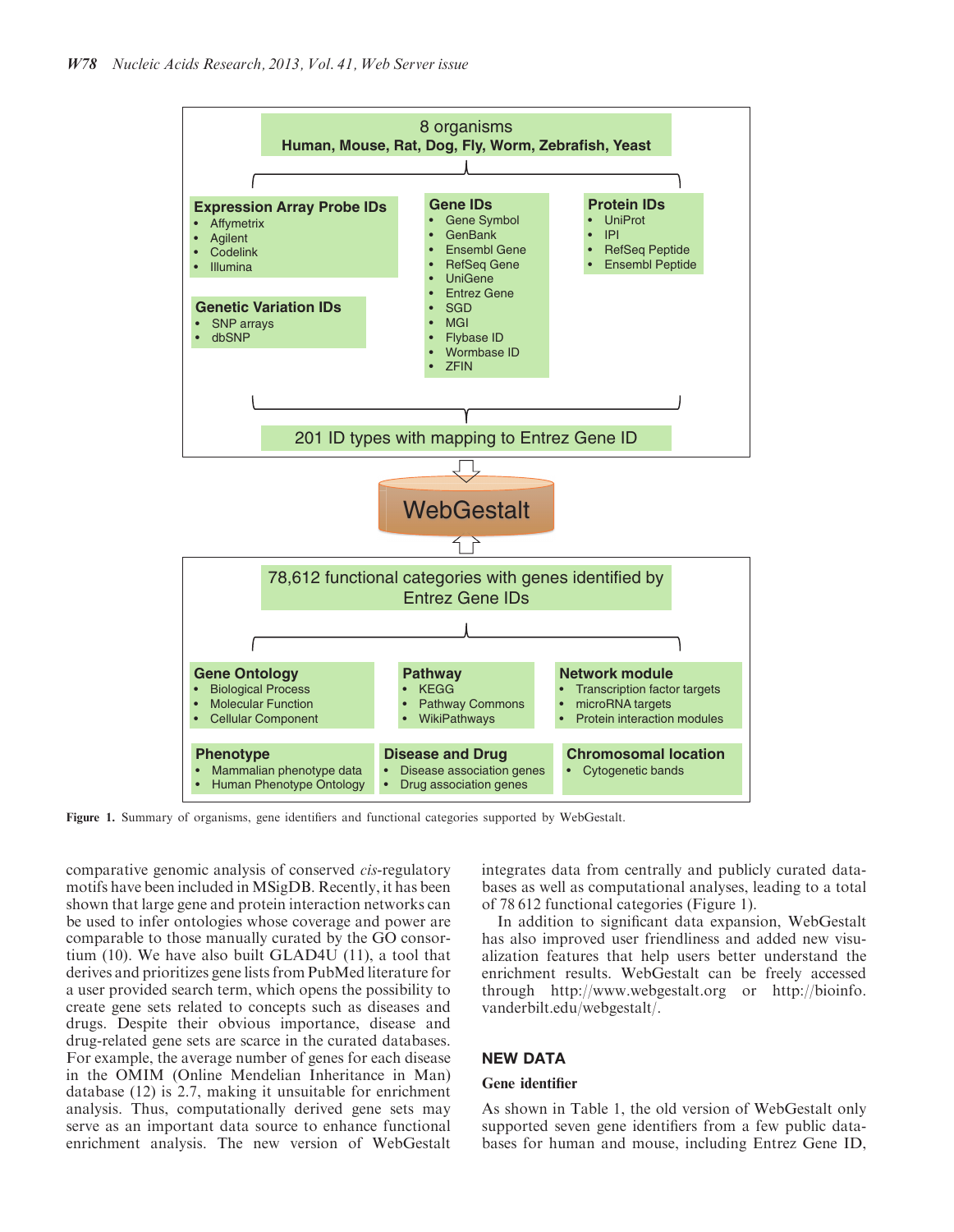8 organisms
**Human, Mouse, Rat, Dog, Fly, Worm, Zebrafish, Yeast**

**Expression Array Probe IDs**
- Affymetrix
- Agilent
- Codelink
- Illumina

**Genetic Variation IDs**
- SNP arrays
- dbSNP

**Gene IDs**
- Gene Symbol
- GenBank
- Ensembl Gene
- RefSeq Gene
- UniGene
- Entrez Gene
- SGD
- MGI
- Flybase ID
- Wormbase ID
- ZFIN

**Protein IDs**
- UniProt
- IPI
- RefSeq Peptide
- Ensembl Peptide

201 ID types with mapping to Entrez Gene ID

WebGestalt

78,612 functional categories with genes identified by Entrez Gene IDs

**Gene Ontology**
- Biological Process
- Molecular Function
- Cellular Component

**Pathway**
- KEGG
- Pathway Commons
- WikiPathways

**Network module**
- Transcription factor targets
- microRNA targets
- Protein interaction modules

**Phenotype**
- Mammalian phenotype data
- Human Phenotype Ontology

**Disease and Drug**
- Disease association genes
- Drug association genes

**Chromosomal location**
- Cytogenetic bands

**Figure 1.** Summary of organisms, gene identifiers and functional categories supported by WebGestalt.

comparative genomic analysis of conserved *cis*-regulatory motifs have been included in MSigDB. Recently, it has been shown that large gene and protein interaction networks can be used to infer ontologies whose coverage and power are comparable to those manually curated by the GO consortium (10). We have also built GLAD4U (11), a tool that derives and prioritizes gene lists from PubMed literature for a user provided search term, which opens the possibility to create gene sets related to concepts such as diseases and drugs. Despite their obvious importance, disease and drug-related gene sets are scarce in the curated databases. For example, the average number of genes for each disease in the OMIM (Online Mendelian Inheritance in Man) database (12) is 2.7, making it unsuitable for enrichment analysis. Thus, computationally derived gene sets may serve as an important data source to enhance functional enrichment analysis. The new version of WebGestalt integrates data from centrally and publicly curated databases as well as computational analyses, leading to a total of 78 612 functional categories (Figure 1).

In addition to significant data expansion, WebGestalt has also improved user friendliness and added new visualization features that help users better understand the enrichment results. WebGestalt can be freely accessed through http://www.webgestalt.org or http://bioinfo.vanderbilt.edu/webgestalt/.

## NEW DATA

### Gene identifier

As shown in Table 1, the old version of WebGestalt only supported seven gene identifiers from a few public databases for human and mouse, including Entrez Gene ID,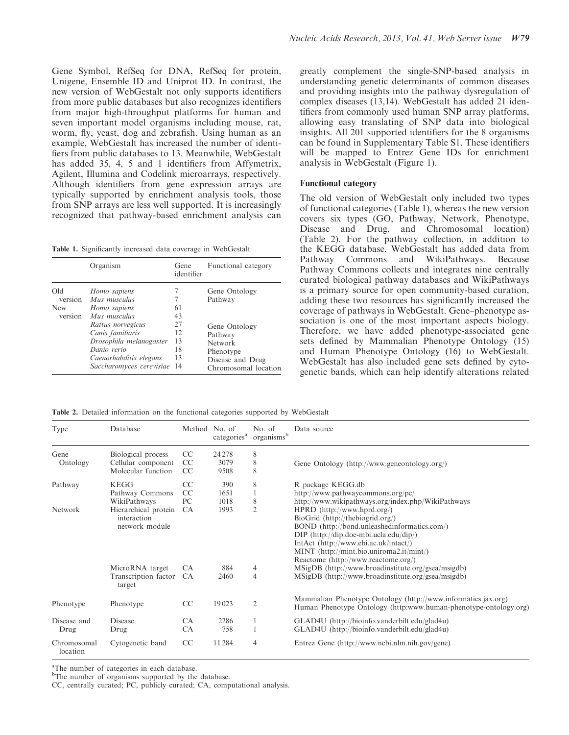Gene Symbol, RefSeq for DNA, RefSeq for protein, Unigene, Ensemble ID and Uniprot ID. In contrast, the new version of WebGestalt not only supports identifiers from more public databases but also recognizes identifiers from major high-throughput platforms for human and seven important model organisms including mouse, rat, worm, fly, yeast, dog and zebrafish. Using human as an example, WebGestalt has increased the number of identifiers from public databases to 13. Meanwhile, WebGestalt has added 35, 4, 5 and 1 identifiers from Affymetrix, Agilent, Illumina and Codelink microarrays, respectively. Although identifiers from gene expression arrays are typically supported by enrichment analysis tools, those from SNP arrays are less well supported. It is increasingly recognized that pathway-based enrichment analysis can greatly complement the single-SNP-based analysis in understanding genetic determinants of common diseases and providing insights into the pathway dysregulation of complex diseases (13,14). WebGestalt has added 21 identifiers from commonly used human SNP array platforms, allowing easy translating of SNP data into biological insights. All 201 supported identifiers for the 8 organisms can be found in Supplementary Table S1. These identifiers will be mapped to Entrez Gene IDs for enrichment analysis in WebGestalt (Figure 1).

**Table 1.** Significantly increased data coverage in WebGestalt

| | Organism | Gene identifier | Functional category |
|---|---|---|---|
| Old version | *Homo sapiens* | 7 | Gene Ontology |
| | *Mus musculus* | 7 | Pathway |
| New version | *Homo sapiens* | 61 | |
| | *Mus musculus* | 43 | |
| | *Rattus norvegicus* | 27 | Gene Ontology |
| | *Canis familiaris* | 12 | Pathway |
| | *Drosophila melanogaster* | 13 | Network |
| | *Danio rerio* | 18 | Phenotype |
| | *Caenorhabditis elegans* | 13 | Disease and Drug |
| | *Saccharomyces cerevisiae* | 14 | Chromosomal location |

### Functional category

The old version of WebGestalt only included two types of functional categories (Table 1), whereas the new version covers six types (GO, Pathway, Network, Phenotype, Disease and Drug, and Chromosomal location) (Table 2). For the pathway collection, in addition to the KEGG database, WebGestalt has added data from Pathway Commons and WikiPathways. Because Pathway Commons collects and integrates nine centrally curated biological pathway databases and WikiPathways is a primary source for open community-based curation, adding these two resources has significantly increased the coverage of pathways in WebGestalt. Gene–phenotype association is one of the most important aspects biology. Therefore, we have added phenotype-associated gene sets defined by Mammalian Phenotype Ontology (15) and Human Phenotype Ontology (16) to WebGestalt. WebGestalt has also included gene sets defined by cytogenetic bands, which can help identify alterations related

**Table 2.** Detailed information on the functional categories supported by WebGestalt

| Type | Database | Method | No. of categories[a] | No. of organisms[b] | Data source |
|---|---|---|---|---|---|
| Gene Ontology | Biological process | CC | 24 278 | 8 | Gene Ontology (http://www.geneontology.org/) |
| | Cellular component | CC | 3079 | 8 | |
| | Molecular function | CC | 9508 | 8 | |
| Pathway | KEGG | CC | 390 | 8 | R package KEGG.db |
| | Pathway Commons | CC | 1651 | 1 | http://www.pathwaycommons.org/pc/ |
| | WikiPathways | PC | 1018 | 8 | http://www.wikipathways.org/index.php/WikiPathways |
| Network | Hierarchical protein interaction network module | CA | 1993 | 2 | HPRD (http://www.hprd.org/) BioGrid (http://thebiogrid.org/) BOND (http://bond.unleashedinformatics.com/) DIP (http://dip.doe-mbi.ucla.edu/dip/) IntAct (http://www.ebi.ac.uk/intact/) MINT (http://mint.bio.uniroma2.it/mint/) Reactome (http://www.reactome.org/) |
| | MicroRNA target | CA | 884 | 4 | MSigDB (http://www.broadinstitute.org/gsea/msigdb) |
| | Transcription factor target | CA | 2460 | 4 | MSigDB (http://www.broadinstitute.org/gsea/msigdb) |
| Phenotype | Phenotype | CC | 19 023 | 2 | Mammalian Phenotype Ontology (http://www.informatics.jax.org) Human Phenotype Ontology (http:www.human-phenotype-ontology.org) |
| Disease and Drug | Disease | CA | 2286 | 1 | GLAD4U (http://bioinfo.vanderbilt.edu/glad4u) |
| | Drug | CA | 758 | 1 | GLAD4U (http://bioinfo.vanderbilt.edu/glad4u) |
| Chromosomal location | Cytogenetic band | CC | 11 284 | 4 | Entrez Gene (http://www.ncbi.nlm.nih.gov/gene) |

[a]The number of categories in each database.
[b]The number of organisms supported by the database.
CC, centrally curated; PC, publicly curated; CA, computational analysis.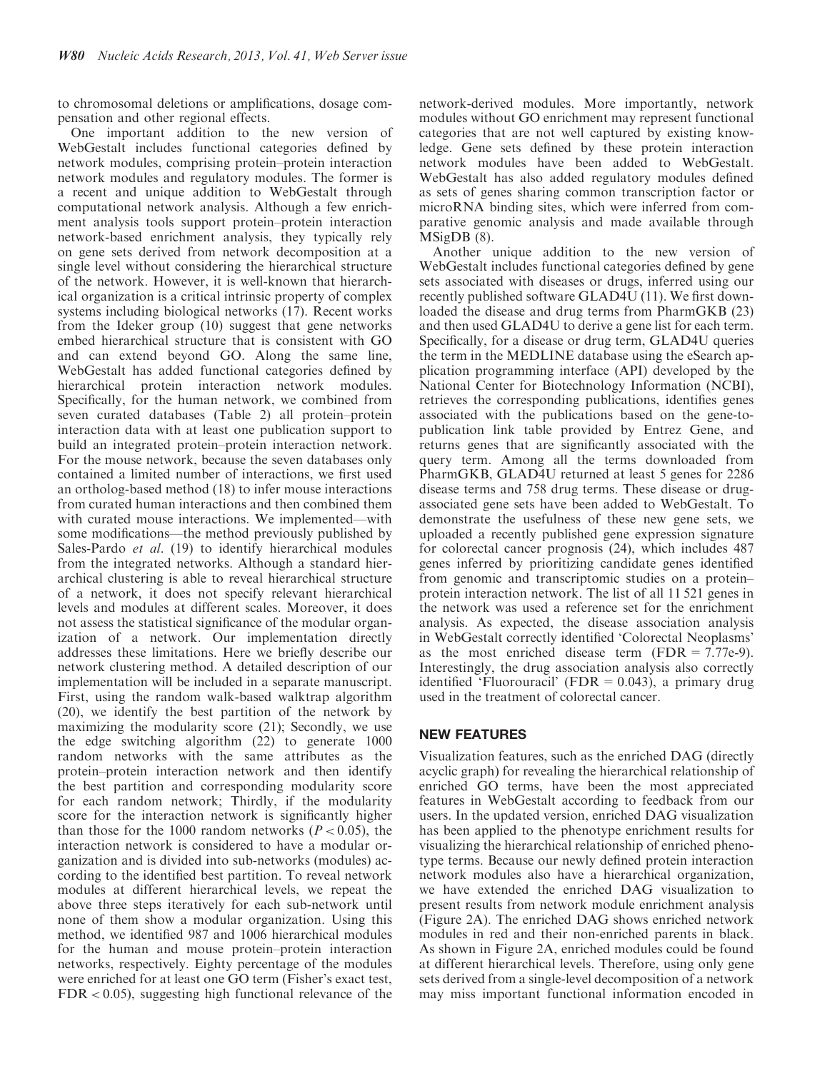to chromosomal deletions or amplifications, dosage compensation and other regional effects.

One important addition to the new version of WebGestalt includes functional categories defined by network modules, comprising protein–protein interaction network modules and regulatory modules. The former is a recent and unique addition to WebGestalt through computational network analysis. Although a few enrichment analysis tools support protein–protein interaction network-based enrichment analysis, they typically rely on gene sets derived from network decomposition at a single level without considering the hierarchical structure of the network. However, it is well-known that hierarchical organization is a critical intrinsic property of complex systems including biological networks (17). Recent works from the Ideker group (10) suggest that gene networks embed hierarchical structure that is consistent with GO and can extend beyond GO. Along the same line, WebGestalt has added functional categories defined by hierarchical protein interaction network modules. Specifically, for the human network, we combined from seven curated databases (Table 2) all protein–protein interaction data with at least one publication support to build an integrated protein–protein interaction network. For the mouse network, because the seven databases only contained a limited number of interactions, we first used an ortholog-based method (18) to infer mouse interactions from curated human interactions and then combined them with curated mouse interactions. We implemented—with some modifications—the method previously published by Sales-Pardo *et al*. (19) to identify hierarchical modules from the integrated networks. Although a standard hierarchical clustering is able to reveal hierarchical structure of a network, it does not specify relevant hierarchical levels and modules at different scales. Moreover, it does not assess the statistical significance of the modular organization of a network. Our implementation directly addresses these limitations. Here we briefly describe our network clustering method. A detailed description of our implementation will be included in a separate manuscript. First, using the random walk-based walktrap algorithm (20), we identify the best partition of the network by maximizing the modularity score (21); Secondly, we use the edge switching algorithm (22) to generate 1000 random networks with the same attributes as the protein–protein interaction network and then identify the best partition and corresponding modularity score for each random network; Thirdly, if the modularity score for the interaction network is significantly higher than those for the 1000 random networks ($P < 0.05$), the interaction network is considered to have a modular organization and is divided into sub-networks (modules) according to the identified best partition. To reveal network modules at different hierarchical levels, we repeat the above three steps iteratively for each sub-network until none of them show a modular organization. Using this method, we identified 987 and 1006 hierarchical modules for the human and mouse protein–protein interaction networks, respectively. Eighty percentage of the modules were enriched for at least one GO term (Fisher's exact test, $FDR < 0.05$), suggesting high functional relevance of the network-derived modules. More importantly, network modules without GO enrichment may represent functional categories that are not well captured by existing knowledge. Gene sets defined by these protein interaction network modules have been added to WebGestalt. WebGestalt has also added regulatory modules defined as sets of genes sharing common transcription factor or microRNA binding sites, which were inferred from comparative genomic analysis and made available through MSigDB (8).

Another unique addition to the new version of WebGestalt includes functional categories defined by gene sets associated with diseases or drugs, inferred using our recently published software GLAD4U (11). We first downloaded the disease and drug terms from PharmGKB (23) and then used GLAD4U to derive a gene list for each term. Specifically, for a disease or drug term, GLAD4U queries the term in the MEDLINE database using the eSearch application programming interface (API) developed by the National Center for Biotechnology Information (NCBI), retrieves the corresponding publications, identifies genes associated with the publications based on the gene-to-publication link table provided by Entrez Gene, and returns genes that are significantly associated with the query term. Among all the terms downloaded from PharmGKB, GLAD4U returned at least 5 genes for 2286 disease terms and 758 drug terms. These disease or drug-associated gene sets have been added to WebGestalt. To demonstrate the usefulness of these new gene sets, we uploaded a recently published gene expression signature for colorectal cancer prognosis (24), which includes 487 genes inferred by prioritizing candidate genes identified from genomic and transcriptomic studies on a protein–protein interaction network. The list of all 11 521 genes in the network was used a reference set for the enrichment analysis. As expected, the disease association analysis in WebGestalt correctly identified 'Colorectal Neoplasms' as the most enriched disease term ($FDR = 7.77e\text{-}9$). Interestingly, the drug association analysis also correctly identified 'Fluorouracil' ($FDR = 0.043$), a primary drug used in the treatment of colorectal cancer.

## NEW FEATURES

Visualization features, such as the enriched DAG (directly acyclic graph) for revealing the hierarchical relationship of enriched GO terms, have been the most appreciated features in WebGestalt according to feedback from our users. In the updated version, enriched DAG visualization has been applied to the phenotype enrichment results for visualizing the hierarchical relationship of enriched phenotype terms. Because our newly defined protein interaction network modules also have a hierarchical organization, we have extended the enriched DAG visualization to present results from network module enrichment analysis (Figure 2A). The enriched DAG shows enriched network modules in red and their non-enriched parents in black. As shown in Figure 2A, enriched modules could be found at different hierarchical levels. Therefore, using only gene sets derived from a single-level decomposition of a network may miss important functional information encoded in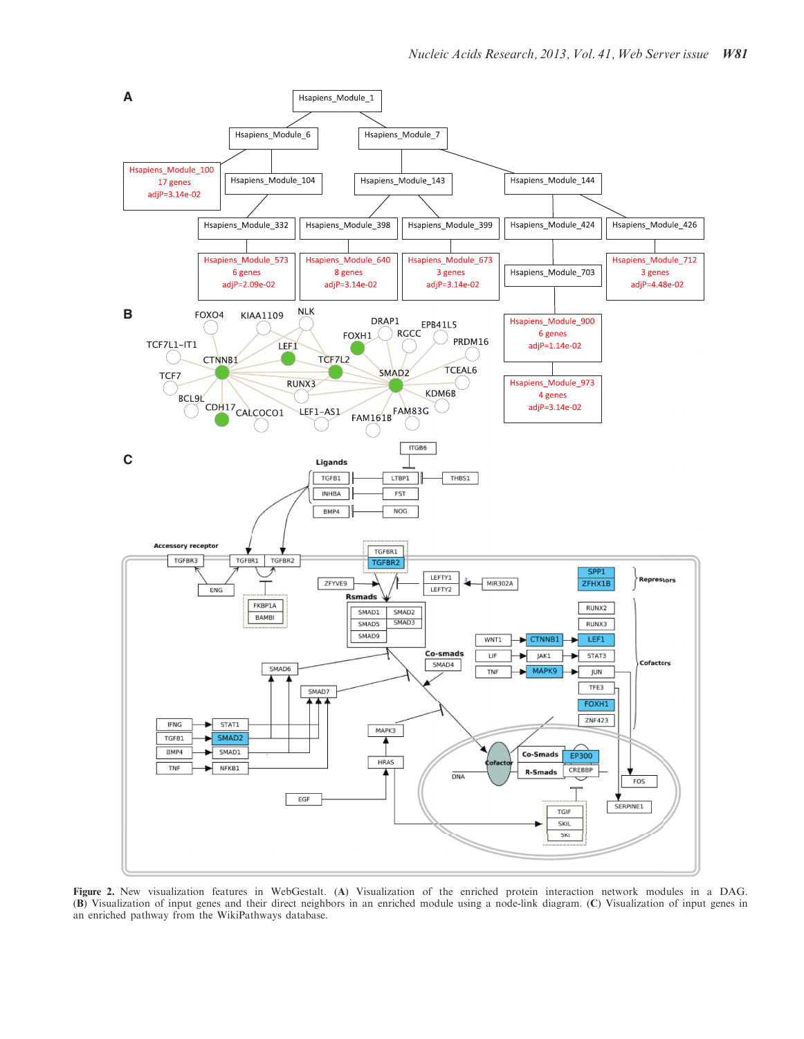**Figure 2.** New visualization features in WebGestalt. (**A**) Visualization of the enriched protein interaction network modules in a DAG. (**B**) Visualization of input genes and their direct neighbors in an enriched module using a node-link diagram. (**C**) Visualization of input genes in an enriched pathway from the WikiPathways database.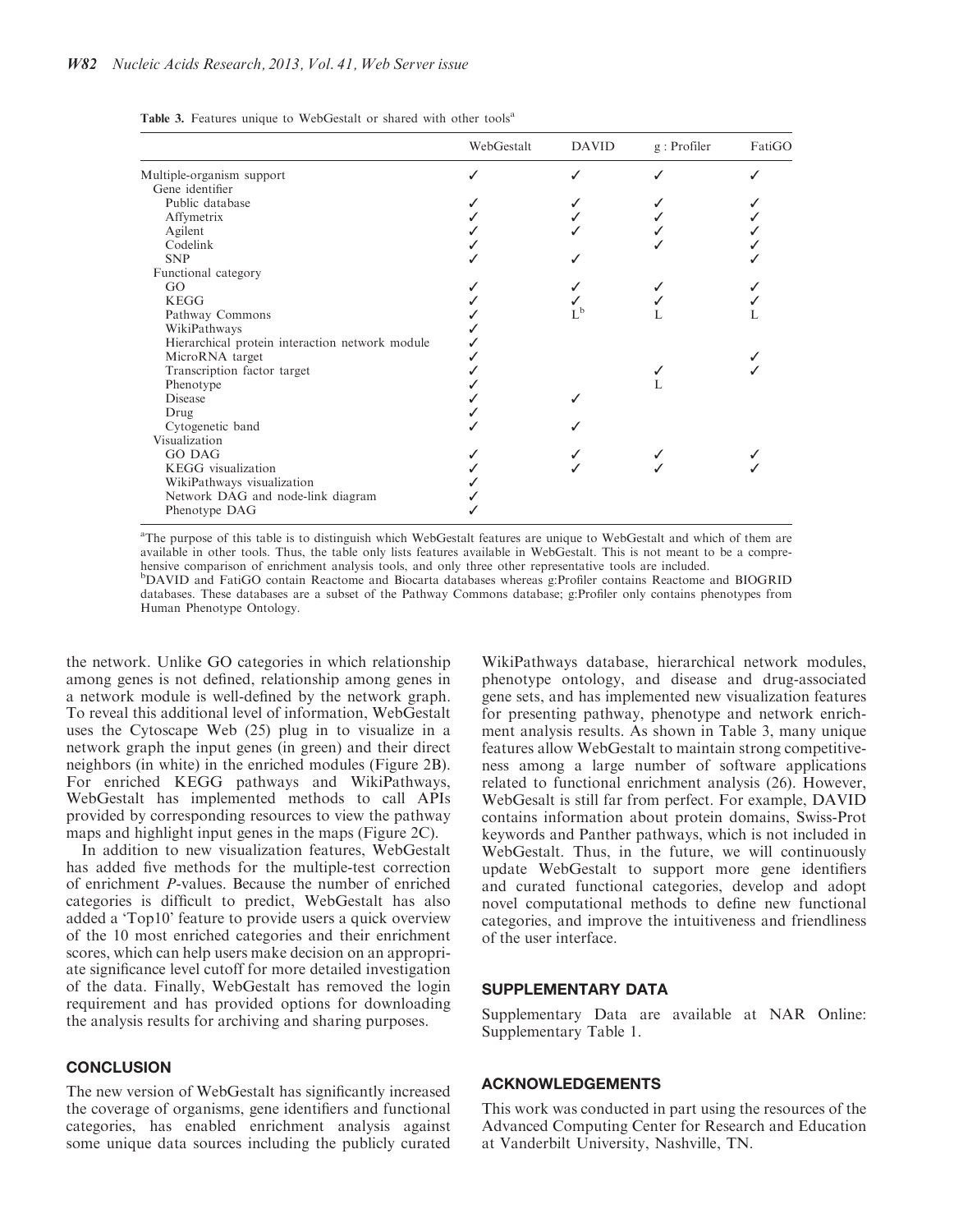**Table 3.** Features unique to WebGestalt or shared with other tools[a]

| | WebGestalt | DAVID | g : Profiler | FatiGO |
|---|---|---|---|---|
| Multiple-organism support | ✓ | ✓ | ✓ | ✓ |
| Gene identifier | | | | |
| Public database | ✓ | ✓ | ✓ | ✓ |
| Affymetrix | ✓ | ✓ | ✓ | ✓ |
| Agilent | ✓ | ✓ | ✓ | ✓ |
| Codelink | ✓ | | ✓ | ✓ |
| SNP | ✓ | ✓ | | ✓ |
| Functional category | | | | |
| GO | ✓ | ✓ | ✓ | ✓ |
| KEGG | ✓ | ✓ | ✓ | ✓ |
| Pathway Commons | ✓ | L[b] | L | L |
| WikiPathways | ✓ | | | |
| Hierarchical protein interaction network module | ✓ | | | |
| MicroRNA target | ✓ | | | ✓ |
| Transcription factor target | ✓ | | ✓ | ✓ |
| Phenotype | ✓ | | L | |
| Disease | ✓ | ✓ | | |
| Drug | ✓ | | | |
| Cytogenetic band | ✓ | ✓ | | |
| Visualization | | | | |
| GO DAG | ✓ | ✓ | ✓ | ✓ |
| KEGG visualization | ✓ | ✓ | ✓ | ✓ |
| WikiPathways visualization | ✓ | | | |
| Network DAG and node-link diagram | ✓ | | | |
| Phenotype DAG | ✓ | | | |

[a]The purpose of this table is to distinguish which WebGestalt features are unique to WebGestalt and which of them are available in other tools. Thus, the table only lists features available in WebGestalt. This is not meant to be a comprehensive comparison of enrichment analysis tools, and only three other representative tools are included.
[b]DAVID and FatiGO contain Reactome and Biocarta databases whereas g:Profiler contains Reactome and BIOGRID databases. These databases are a subset of the Pathway Commons database; g:Profiler only contains phenotypes from Human Phenotype Ontology.

the network. Unlike GO categories in which relationship among genes is not defined, relationship among genes in a network module is well-defined by the network graph. To reveal this additional level of information, WebGestalt uses the Cytoscape Web (25) plug in to visualize in a network graph the input genes (in green) and their direct neighbors (in white) in the enriched modules (Figure 2B). For enriched KEGG pathways and WikiPathways, WebGestalt has implemented methods to call APIs provided by corresponding resources to view the pathway maps and highlight input genes in the maps (Figure 2C).

In addition to new visualization features, WebGestalt has added five methods for the multiple-test correction of enrichment *P*-values. Because the number of enriched categories is difficult to predict, WebGestalt has also added a 'Top10' feature to provide users a quick overview of the 10 most enriched categories and their enrichment scores, which can help users make decision on an appropriate significance level cutoff for more detailed investigation of the data. Finally, WebGestalt has removed the login requirement and has provided options for downloading the analysis results for archiving and sharing purposes.

## CONCLUSION

The new version of WebGestalt has significantly increased the coverage of organisms, gene identifiers and functional categories, has enabled enrichment analysis against some unique data sources including the publicly curated WikiPathways database, hierarchical network modules, phenotype ontology, and disease and drug-associated gene sets, and has implemented new visualization features for presenting pathway, phenotype and network enrichment analysis results. As shown in Table 3, many unique features allow WebGestalt to maintain strong competitiveness among a large number of software applications related to functional enrichment analysis (26). However, WebGesalt is still far from perfect. For example, DAVID contains information about protein domains, Swiss-Prot keywords and Panther pathways, which is not included in WebGestalt. Thus, in the future, we will continuously update WebGestalt to support more gene identifiers and curated functional categories, develop and adopt novel computational methods to define new functional categories, and improve the intuitiveness and friendliness of the user interface.

## SUPPLEMENTARY DATA

Supplementary Data are available at NAR Online: Supplementary Table 1.

## ACKNOWLEDGEMENTS

This work was conducted in part using the resources of the Advanced Computing Center for Research and Education at Vanderbilt University, Nashville, TN.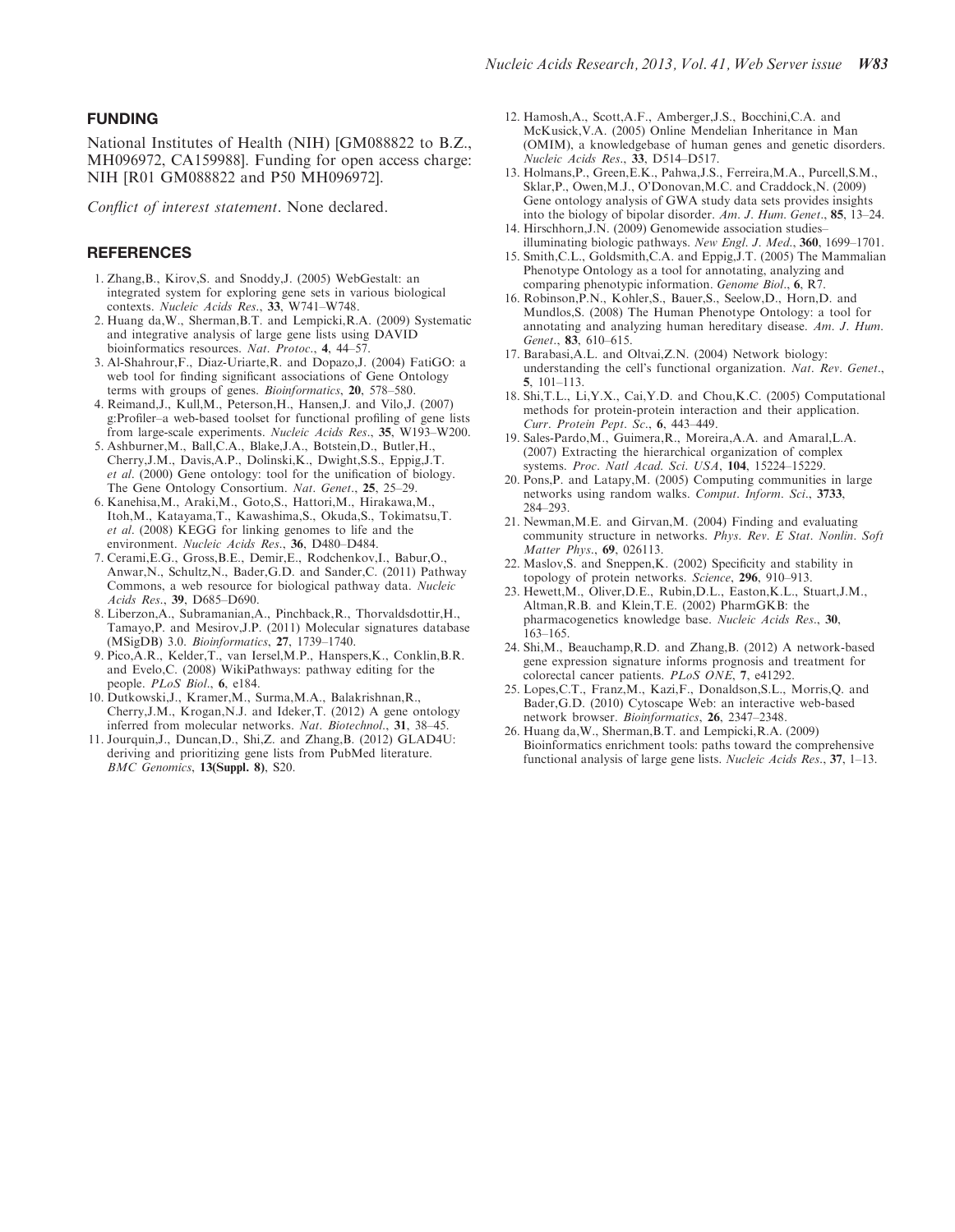## FUNDING

National Institutes of Health (NIH) [GM088822 to B.Z., MH096972, CA159988]. Funding for open access charge: NIH [R01 GM088822 and P50 MH096972].

*Conflict of interest statement*. None declared.

## REFERENCES

1. Zhang,B., Kirov,S. and Snoddy,J. (2005) WebGestalt: an integrated system for exploring gene sets in various biological contexts. *Nucleic Acids Res*., **33**, W741–W748.
2. Huang da,W., Sherman,B.T. and Lempicki,R.A. (2009) Systematic and integrative analysis of large gene lists using DAVID bioinformatics resources. *Nat. Protoc*., **4**, 44–57.
3. Al-Shahrour,F., Diaz-Uriarte,R. and Dopazo,J. (2004) FatiGO: a web tool for finding significant associations of Gene Ontology terms with groups of genes. *Bioinformatics*, **20**, 578–580.
4. Reimand,J., Kull,M., Peterson,H., Hansen,J. and Vilo,J. (2007) g:Profiler–a web-based toolset for functional profiling of gene lists from large-scale experiments. *Nucleic Acids Res*., **35**, W193–W200.
5. Ashburner,M., Ball,C.A., Blake,J.A., Botstein,D., Butler,H., Cherry,J.M., Davis,A.P., Dolinski,K., Dwight,S.S., Eppig,J.T. *et al*. (2000) Gene ontology: tool for the unification of biology. The Gene Ontology Consortium. *Nat. Genet*., **25**, 25–29.
6. Kanehisa,M., Araki,M., Goto,S., Hattori,M., Hirakawa,M., Itoh,M., Katayama,T., Kawashima,S., Okuda,S., Tokimatsu,T. *et al*. (2008) KEGG for linking genomes to life and the environment. *Nucleic Acids Res*., **36**, D480–D484.
7. Cerami,E.G., Gross,B.E., Demir,E., Rodchenkov,I., Babur,O., Anwar,N., Schultz,N., Bader,G.D. and Sander,C. (2011) Pathway Commons, a web resource for biological pathway data. *Nucleic Acids Res*., **39**, D685–D690.
8. Liberzon,A., Subramanian,A., Pinchback,R., Thorvaldsdottir,H., Tamayo,P. and Mesirov,J.P. (2011) Molecular signatures database (MSigDB) 3.0. *Bioinformatics*, **27**, 1739–1740.
9. Pico,A.R., Kelder,T., van Iersel,M.P., Hanspers,K., Conklin,B.R. and Evelo,C. (2008) WikiPathways: pathway editing for the people. *PLoS Biol*., **6**, e184.
10. Dutkowski,J., Kramer,M., Surma,M.A., Balakrishnan,R., Cherry,J.M., Krogan,N.J. and Ideker,T. (2012) A gene ontology inferred from molecular networks. *Nat. Biotechnol*., **31**, 38–45.
11. Jourquin,J., Duncan,D., Shi,Z. and Zhang,B. (2012) GLAD4U: deriving and prioritizing gene lists from PubMed literature. *BMC Genomics*, **13(Suppl. 8)**, S20.
12. Hamosh,A., Scott,A.F., Amberger,J.S., Bocchini,C.A. and McKusick,V.A. (2005) Online Mendelian Inheritance in Man (OMIM), a knowledgebase of human genes and genetic disorders. *Nucleic Acids Res*., **33**, D514–D517.
13. Holmans,P., Green,E.K., Pahwa,J.S., Ferreira,M.A., Purcell,S.M., Sklar,P., Owen,M.J., O'Donovan,M.C. and Craddock,N. (2009) Gene ontology analysis of GWA study data sets provides insights into the biology of bipolar disorder. *Am. J. Hum. Genet*., **85**, 13–24.
14. Hirschhorn,J.N. (2009) Genomewide association studies–illuminating biologic pathways. *New Engl. J. Med*., **360**, 1699–1701.
15. Smith,C.L., Goldsmith,C.A. and Eppig,J.T. (2005) The Mammalian Phenotype Ontology as a tool for annotating, analyzing and comparing phenotypic information. *Genome Biol*., **6**, R7.
16. Robinson,P.N., Kohler,S., Bauer,S., Seelow,D., Horn,D. and Mundlos,S. (2008) The Human Phenotype Ontology: a tool for annotating and analyzing human hereditary disease. *Am. J. Hum. Genet*., **83**, 610–615.
17. Barabasi,A.L. and Oltvai,Z.N. (2004) Network biology: understanding the cell's functional organization. *Nat. Rev. Genet*., **5**, 101–113.
18. Shi,T.L., Li,Y.X., Cai,Y.D. and Chou,K.C. (2005) Computational methods for protein-protein interaction and their application. *Curr. Protein Pept. Sc*., **6**, 443–449.
19. Sales-Pardo,M., Guimera,R., Moreira,A.A. and Amaral,L.A. (2007) Extracting the hierarchical organization of complex systems. *Proc. Natl Acad. Sci. USA*, **104**, 15224–15229.
20. Pons,P. and Latapy,M. (2005) Computing communities in large networks using random walks. *Comput. Inform. Sci*., **3733**, 284–293.
21. Newman,M.E. and Girvan,M. (2004) Finding and evaluating community structure in networks. *Phys. Rev. E Stat. Nonlin. Soft Matter Phys*., **69**, 026113.
22. Maslov,S. and Sneppen,K. (2002) Specificity and stability in topology of protein networks. *Science*, **296**, 910–913.
23. Hewett,M., Oliver,D.E., Rubin,D.L., Easton,K.L., Stuart,J.M., Altman,R.B. and Klein,T.E. (2002) PharmGKB: the pharmacogenetics knowledge base. *Nucleic Acids Res*., **30**, 163–165.
24. Shi,M., Beauchamp,R.D. and Zhang,B. (2012) A network-based gene expression signature informs prognosis and treatment for colorectal cancer patients. *PLoS ONE*, **7**, e41292.
25. Lopes,C.T., Franz,M., Kazi,F., Donaldson,S.L., Morris,Q. and Bader,G.D. (2010) Cytoscape Web: an interactive web-based network browser. *Bioinformatics*, **26**, 2347–2348.
26. Huang da,W., Sherman,B.T. and Lempicki,R.A. (2009) Bioinformatics enrichment tools: paths toward the comprehensive functional analysis of large gene lists. *Nucleic Acids Res*., **37**, 1–13.